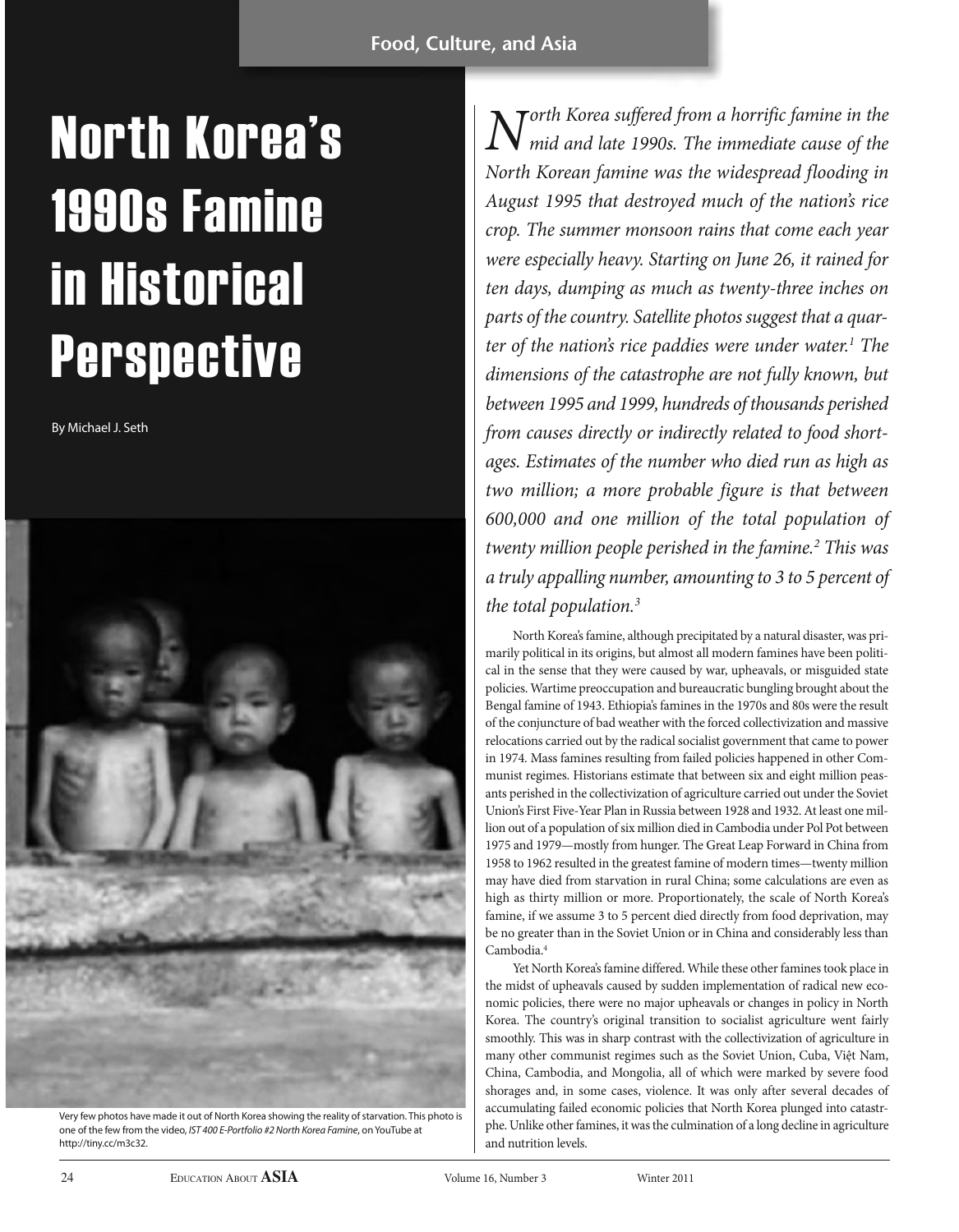Food, Culture, and Asia

# North Korea's 1990s Famine in Historical Perspective

By Michael J. Seth

Very few photos have made it out of North Korea showing the reality of starvation. This photo is one of the few from the video, *IST 400 E-Portfolio #2 North Korea Famine*, on YouTube at http://tiny.cc/m3c32.

*North Korea suffered from a horrific famine in the mid and late 1990s. The immediate cause of the North Korean famine was the widespread flooding in August 1995 that destroyed much of the nation's rice crop. The summer monsoon rains that come each year were especially heavy. Starting on June 26, it rained for ten days, dumping as much as twenty-three inches on parts of the country. Satellite photos suggest that a quarter of the nation's rice paddies were under water.[1] The dimensions of the catastrophe are not fully known, but between 1995 and 1999, hundreds of thousands perished from causes directly or indirectly related to food shortages. Estimates of the number who died run as high as two million; a more probable figure is that between 600,000 and one million of the total population of twenty million people perished in the famine.[2] This was a truly appalling number, amounting to 3 to 5 percent of the total population.[3]*

North Korea's famine, although precipitated by a natural disaster, was primarily political in its origins, but almost all modern famines have been political in the sense that they were caused by war, upheavals, or misguided state policies. Wartime preoccupation and bureaucratic bungling brought about the Bengal famine of 1943. Ethiopia's famines in the 1970s and 80s were the result of the conjuncture of bad weather with the forced collectivization and massive relocations carried out by the radical socialist government that came to power in 1974. Mass famines resulting from failed policies happened in other Communist regimes. Historians estimate that between six and eight million peasants perished in the collectivization of agriculture carried out under the Soviet Union's First Five-Year Plan in Russia between 1928 and 1932. At least one million out of a population of six million died in Cambodia under Pol Pot between 1975 and 1979—mostly from hunger. The Great Leap Forward in China from 1958 to 1962 resulted in the greatest famine of modern times—twenty million may have died from starvation in rural China; some calculations are even as high as thirty million or more. Proportionately, the scale of North Korea's famine, if we assume 3 to 5 percent died directly from food deprivation, may be no greater than in the Soviet Union or in China and considerably less than Cambodia.[4]

Yet North Korea's famine differed. While these other famines took place in the midst of upheavals caused by sudden implementation of radical new economic policies, there were no major upheavals or changes in policy in North Korea. The country's original transition to socialist agriculture went fairly smoothly. This was in sharp contrast with the collectivization of agriculture in many other communist regimes such as the Soviet Union, Cuba, Việt Nam, China, Cambodia, and Mongolia, all of which were marked by severe food shorages and, in some cases, violence. It was only after several decades of accumulating failed economic policies that North Korea plunged into catastrophe. Unlike other famines, it was the culmination of a long decline in agriculture and nutrition levels.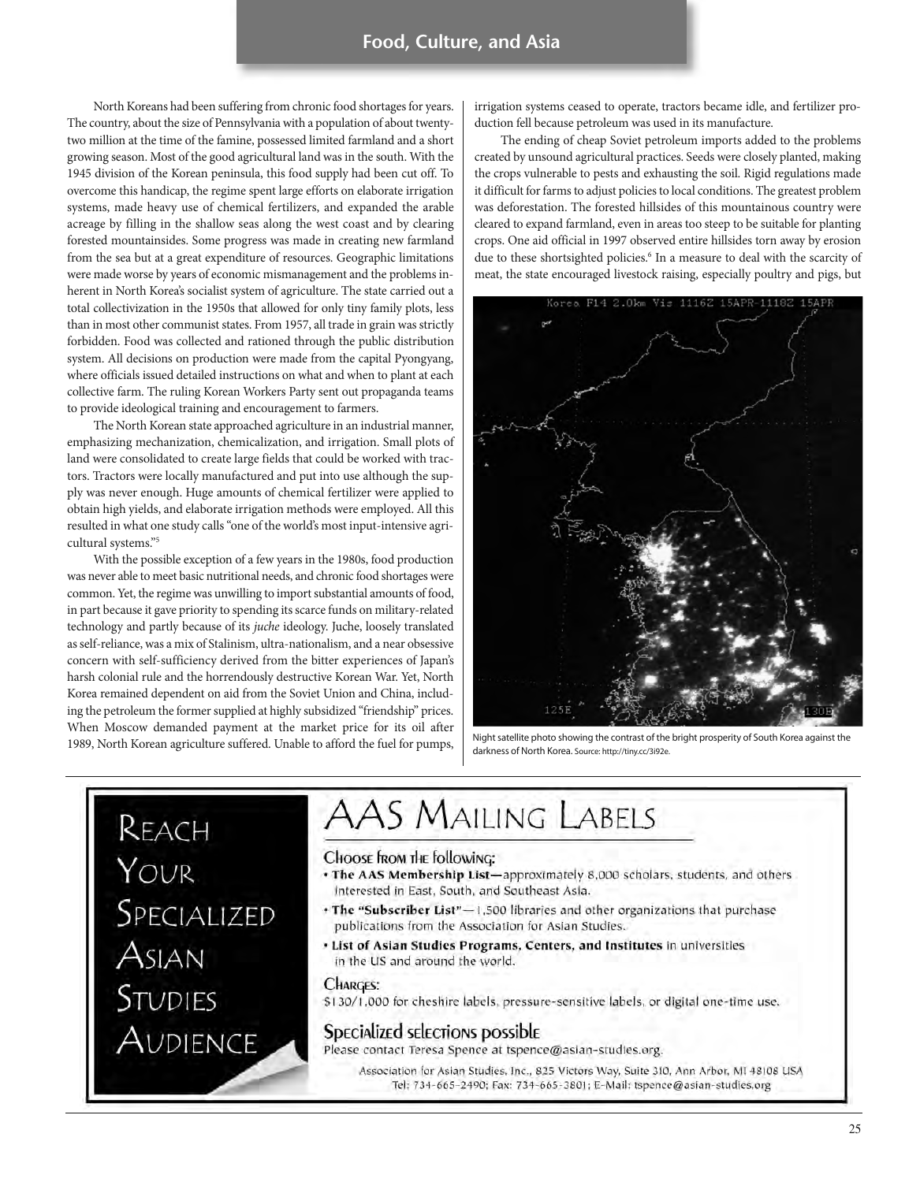North Koreans had been suffering from chronic food shortages for years. The country, about the size of Pennsylvania with a population of about twenty-two million at the time of the famine, possessed limited farmland and a short growing season. Most of the good agricultural land was in the south. With the 1945 division of the Korean peninsula, this food supply had been cut off. To overcome this handicap, the regime spent large efforts on elaborate irrigation systems, made heavy use of chemical fertilizers, and expanded the arable acreage by filling in the shallow seas along the west coast and by clearing forested mountainsides. Some progress was made in creating new farmland from the sea but at a great expenditure of resources. Geographic limitations were made worse by years of economic mismanagement and the problems inherent in North Korea's socialist system of agriculture. The state carried out a total collectivization in the 1950s that allowed for only tiny family plots, less than in most other communist states. From 1957, all trade in grain was strictly forbidden. Food was collected and rationed through the public distribution system. All decisions on production were made from the capital Pyongyang, where officials issued detailed instructions on what and when to plant at each collective farm. The ruling Korean Workers Party sent out propaganda teams to provide ideological training and encouragement to farmers.

The North Korean state approached agriculture in an industrial manner, emphasizing mechanization, chemicalization, and irrigation. Small plots of land were consolidated to create large fields that could be worked with tractors. Tractors were locally manufactured and put into use although the supply was never enough. Huge amounts of chemical fertilizer were applied to obtain high yields, and elaborate irrigation methods were employed. All this resulted in what one study calls "one of the world's most input-intensive agricultural systems."[5]

With the possible exception of a few years in the 1980s, food production was never able to meet basic nutritional needs, and chronic food shortages were common. Yet, the regime was unwilling to import substantial amounts of food, in part because it gave priority to spending its scarce funds on military-related technology and partly because of its *juche* ideology. Juche, loosely translated as self-reliance, was a mix of Stalinism, ultra-nationalism, and a near obsessive concern with self-sufficiency derived from the bitter experiences of Japan's harsh colonial rule and the horrendously destructive Korean War. Yet, North Korea remained dependent on aid from the Soviet Union and China, including the petroleum the former supplied at highly subsidized "friendship" prices. When Moscow demanded payment at the market price for its oil after 1989, North Korean agriculture suffered. Unable to afford the fuel for pumps, irrigation systems ceased to operate, tractors became idle, and fertilizer production fell because petroleum was used in its manufacture.

The ending of cheap Soviet petroleum imports added to the problems created by unsound agricultural practices. Seeds were closely planted, making the crops vulnerable to pests and exhausting the soil. Rigid regulations made it difficult for farms to adjust policies to local conditions. The greatest problem was deforestation. The forested hillsides of this mountainous country were cleared to expand farmland, even in areas too steep to be suitable for planting crops. One aid official in 1997 observed entire hillsides torn away by erosion due to these shortsighted policies.[6] In a measure to deal with the scarcity of meat, the state encouraged livestock raising, especially poultry and pigs, but

Night satellite photo showing the contrast of the bright prosperity of South Korea against the darkness of North Korea. Source: http://tiny.cc/3i92e.

# Reach Your Specialized Asian Studies Audience

## AAS Mailing Labels

### Choose from the following:

- **The AAS Membership List**—approximately 8,000 scholars, students, and others interested in East, South, and Southeast Asia.
- **The "Subscriber List"**—1,500 libraries and other organizations that purchase publications from the Association for Asian Studies.
- **List of Asian Studies Programs, Centers, and Institutes** in universities in the US and around the world.

### Charges:

$130/1,000 for cheshire labels, pressure-sensitive labels, or digital one-time use.

### Specialized selections possible

Please contact Teresa Spence at tspence@asian-studies.org.

Association for Asian Studies, Inc., 825 Victors Way, Suite 310, Ann Arbor, MI 48108 USA
Tel: 734-665-2490; Fax: 734-665-3801; E-Mail: tspence@asian-studies.org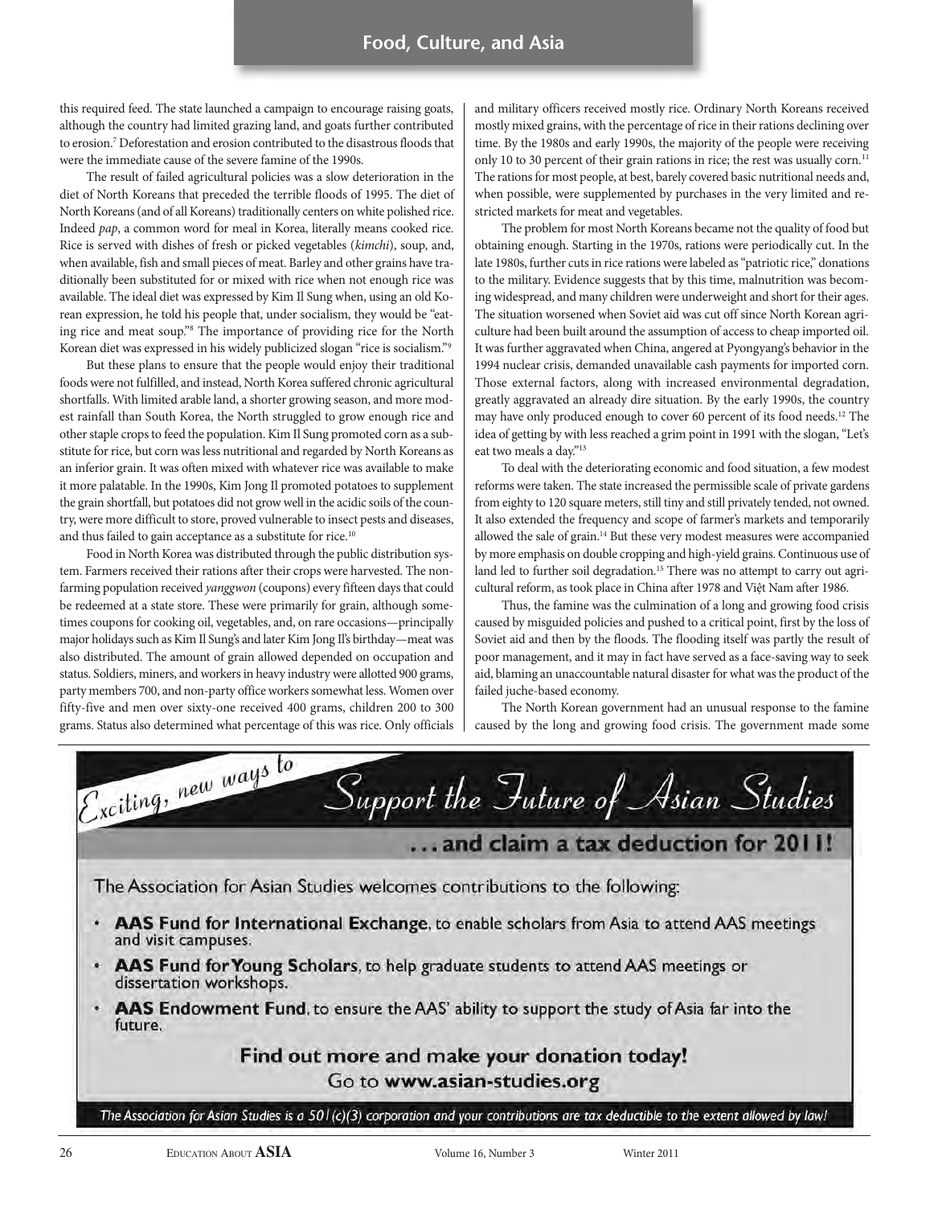this required feed. The state launched a campaign to encourage raising goats, although the country had limited grazing land, and goats further contributed to erosion.[7] Deforestation and erosion contributed to the disastrous floods that were the immediate cause of the severe famine of the 1990s.

The result of failed agricultural policies was a slow deterioration in the diet of North Koreans that preceded the terrible floods of 1995. The diet of North Koreans (and of all Koreans) traditionally centers on white polished rice. Indeed *pap*, a common word for meal in Korea, literally means cooked rice. Rice is served with dishes of fresh or picked vegetables (*kimchi*), soup, and, when available, fish and small pieces of meat. Barley and other grains have traditionally been substituted for or mixed with rice when not enough rice was available. The ideal diet was expressed by Kim Il Sung when, using an old Korean expression, he told his people that, under socialism, they would be "eating rice and meat soup."[8] The importance of providing rice for the North Korean diet was expressed in his widely publicized slogan "rice is socialism."[9]

But these plans to ensure that the people would enjoy their traditional foods were not fulfilled, and instead, North Korea suffered chronic agricultural shortfalls. With limited arable land, a shorter growing season, and more modest rainfall than South Korea, the North struggled to grow enough rice and other staple crops to feed the population. Kim Il Sung promoted corn as a substitute for rice, but corn was less nutritional and regarded by North Koreans as an inferior grain. It was often mixed with whatever rice was available to make it more palatable. In the 1990s, Kim Jong Il promoted potatoes to supplement the grain shortfall, but potatoes did not grow well in the acidic soils of the country, were more difficult to store, proved vulnerable to insect pests and diseases, and thus failed to gain acceptance as a substitute for rice.[10]

Food in North Korea was distributed through the public distribution system. Farmers received their rations after their crops were harvested. The nonfarming population received *yanggwon* (coupons) every fifteen days that could be redeemed at a state store. These were primarily for grain, although sometimes coupons for cooking oil, vegetables, and, on rare occasions—principally major holidays such as Kim Il Sung's and later Kim Jong Il's birthday—meat was also distributed. The amount of grain allowed depended on occupation and status. Soldiers, miners, and workers in heavy industry were allotted 900 grams, party members 700, and non-party office workers somewhat less. Women over fifty-five and men over sixty-one received 400 grams, children 200 to 300 grams. Status also determined what percentage of this was rice. Only officials and military officers received mostly rice. Ordinary North Koreans received mostly mixed grains, with the percentage of rice in their rations declining over time. By the 1980s and early 1990s, the majority of the people were receiving only 10 to 30 percent of their grain rations in rice; the rest was usually corn.[11] The rations for most people, at best, barely covered basic nutritional needs and, when possible, were supplemented by purchases in the very limited and restricted markets for meat and vegetables.

The problem for most North Koreans became not the quality of food but obtaining enough. Starting in the 1970s, rations were periodically cut. In the late 1980s, further cuts in rice rations were labeled as "patriotic rice," donations to the military. Evidence suggests that by this time, malnutrition was becoming widespread, and many children were underweight and short for their ages. The situation worsened when Soviet aid was cut off since North Korean agriculture had been built around the assumption of access to cheap imported oil. It was further aggravated when China, angered at Pyongyang's behavior in the 1994 nuclear crisis, demanded unavailable cash payments for imported corn. Those external factors, along with increased environmental degradation, greatly aggravated an already dire situation. By the early 1990s, the country may have only produced enough to cover 60 percent of its food needs.[12] The idea of getting by with less reached a grim point in 1991 with the slogan, "Let's eat two meals a day."[13]

To deal with the deteriorating economic and food situation, a few modest reforms were taken. The state increased the permissible scale of private gardens from eighty to 120 square meters, still tiny and still privately tended, not owned. It also extended the frequency and scope of farmer's markets and temporarily allowed the sale of grain.[14] But these very modest measures were accompanied by more emphasis on double cropping and high-yield grains. Continuous use of land led to further soil degradation.[15] There was no attempt to carry out agricultural reform, as took place in China after 1978 and Việt Nam after 1986.

Thus, the famine was the culmination of a long and growing food crisis caused by misguided policies and pushed to a critical point, first by the loss of Soviet aid and then by the floods. The flooding itself was partly the result of poor management, and it may in fact have served as a face-saving way to seek aid, blaming an unaccountable natural disaster for what was the product of the failed juche-based economy.

The North Korean government had an unusual response to the famine caused by the long and growing food crisis. The government made some

---

Exciting, new ways to **Support the Future of Asian Studies**

**. . . and claim a tax deduction for 2011!**

The Association for Asian Studies welcomes contributions to the following:

- **AAS Fund for International Exchange**, to enable scholars from Asia to attend AAS meetings and visit campuses.
- **AAS Fund for Young Scholars**, to help graduate students to attend AAS meetings or dissertation workshops.
- **AAS Endowment Fund**, to ensure the AAS' ability to support the study of Asia far into the future.

**Find out more and make your donation today!**
Go to **www.asian-studies.org**

*The Association for Asian Studies is a 501(c)(3) corporation and your contributions are tax deductible to the extent allowed by law!*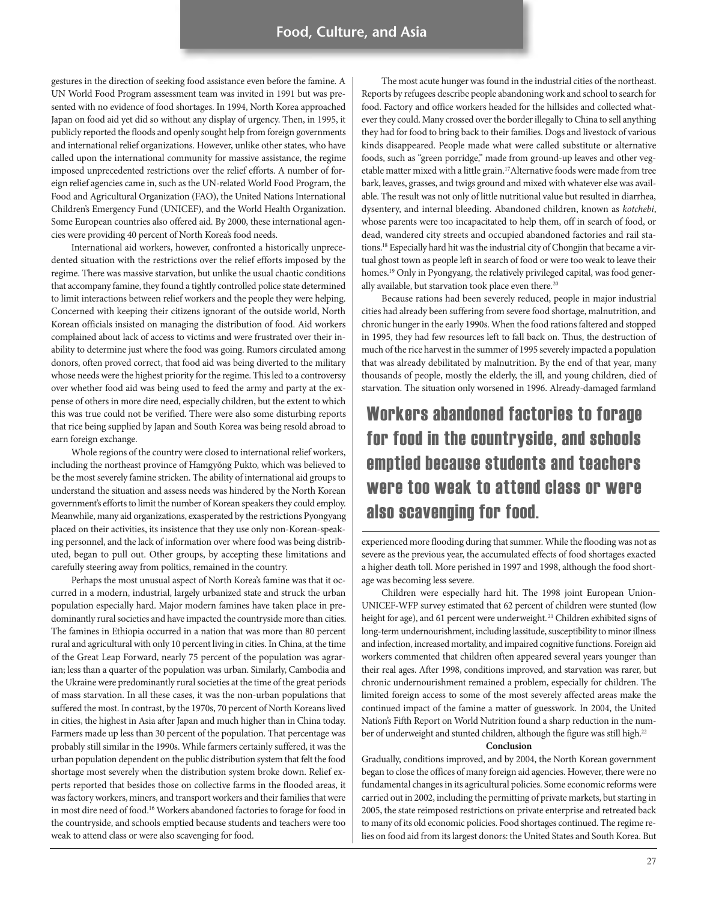gestures in the direction of seeking food assistance even before the famine. A UN World Food Program assessment team was invited in 1991 but was presented with no evidence of food shortages. In 1994, North Korea approached Japan on food aid yet did so without any display of urgency. Then, in 1995, it publicly reported the floods and openly sought help from foreign governments and international relief organizations. However, unlike other states, who have called upon the international community for massive assistance, the regime imposed unprecedented restrictions over the relief efforts. A number of foreign relief agencies came in, such as the UN-related World Food Program, the Food and Agricultural Organization (FAO), the United Nations International Children's Emergency Fund (UNICEF), and the World Health Organization. Some European countries also offered aid. By 2000, these international agencies were providing 40 percent of North Korea's food needs.

International aid workers, however, confronted a historically unprecedented situation with the restrictions over the relief efforts imposed by the regime. There was massive starvation, but unlike the usual chaotic conditions that accompany famine, they found a tightly controlled police state determined to limit interactions between relief workers and the people they were helping. Concerned with keeping their citizens ignorant of the outside world, North Korean officials insisted on managing the distribution of food. Aid workers complained about lack of access to victims and were frustrated over their inability to determine just where the food was going. Rumors circulated among donors, often proved correct, that food aid was being diverted to the military whose needs were the highest priority for the regime. This led to a controversy over whether food aid was being used to feed the army and party at the expense of others in more dire need, especially children, but the extent to which this was true could not be verified. There were also some disturbing reports that rice being supplied by Japan and South Korea was being resold abroad to earn foreign exchange.

Whole regions of the country were closed to international relief workers, including the northeast province of Hamgyŏng Pukto, which was believed to be the most severely famine stricken. The ability of international aid groups to understand the situation and assess needs was hindered by the North Korean government's efforts to limit the number of Korean speakers they could employ. Meanwhile, many aid organizations, exasperated by the restrictions Pyongyang placed on their activities, its insistence that they use only non-Korean-speaking personnel, and the lack of information over where food was being distributed, began to pull out. Other groups, by accepting these limitations and carefully steering away from politics, remained in the country.

Perhaps the most unusual aspect of North Korea's famine was that it occurred in a modern, industrial, largely urbanized state and struck the urban population especially hard. Major modern famines have taken place in predominantly rural societies and have impacted the countryside more than cities. The famines in Ethiopia occurred in a nation that was more than 80 percent rural and agricultural with only 10 percent living in cities. In China, at the time of the Great Leap Forward, nearly 75 percent of the population was agrarian; less than a quarter of the population was urban. Similarly, Cambodia and the Ukraine were predominantly rural societies at the time of the great periods of mass starvation. In all these cases, it was the non-urban populations that suffered the most. In contrast, by the 1970s, 70 percent of North Koreans lived in cities, the highest in Asia after Japan and much higher than in China today. Farmers made up less than 30 percent of the population. That percentage was probably still similar in the 1990s. While farmers certainly suffered, it was the urban population dependent on the public distribution system that felt the food shortage most severely when the distribution system broke down. Relief experts reported that besides those on collective farms in the flooded areas, it was factory workers, miners, and transport workers and their families that were in most dire need of food.[16] Workers abandoned factories to forage for food in the countryside, and schools emptied because students and teachers were too weak to attend class or were also scavenging for food.

The most acute hunger was found in the industrial cities of the northeast. Reports by refugees describe people abandoning work and school to search for food. Factory and office workers headed for the hillsides and collected whatever they could. Many crossed over the border illegally to China to sell anything they had for food to bring back to their families. Dogs and livestock of various kinds disappeared. People made what were called substitute or alternative foods, such as "green porridge," made from ground-up leaves and other vegetable matter mixed with a little grain.[17] Alternative foods were made from tree bark, leaves, grasses, and twigs ground and mixed with whatever else was available. The result was not only of little nutritional value but resulted in diarrhea, dysentery, and internal bleeding. Abandoned children, known as *kotchebi*, whose parents were too incapacitated to help them, off in search of food, or dead, wandered city streets and occupied abandoned factories and rail stations.[18] Especially hard hit was the industrial city of Chongjin that became a virtual ghost town as people left in search of food or were too weak to leave their homes.[19] Only in Pyongyang, the relatively privileged capital, was food generally available, but starvation took place even there.[20]

Because rations had been severely reduced, people in major industrial cities had already been suffering from severe food shortage, malnutrition, and chronic hunger in the early 1990s. When the food rations faltered and stopped in 1995, they had few resources left to fall back on. Thus, the destruction of much of the rice harvest in the summer of 1995 severely impacted a population that was already debilitated by malnutrition. By the end of that year, many thousands of people, mostly the elderly, the ill, and young children, died of starvation. The situation only worsened in 1996. Already-damaged farmland experienced more flooding during that summer. While the flooding was not as severe as the previous year, the accumulated effects of food shortages exacted a higher death toll. More perished in 1997 and 1998, although the food shortage was becoming less severe.

> **Workers abandoned factories to forage for food in the countryside, and schools emptied because students and teachers were too weak to attend class or were also scavenging for food.**

Children were especially hard hit. The 1998 joint European Union-UNICEF-WFP survey estimated that 62 percent of children were stunted (low height for age), and 61 percent were underweight.[21] Children exhibited signs of long-term undernourishment, including lassitude, susceptibility to minor illness and infection, increased mortality, and impaired cognitive functions. Foreign aid workers commented that children often appeared several years younger than their real ages. After 1998, conditions improved, and starvation was rarer, but chronic undernourishment remained a problem, especially for children. The limited foreign access to some of the most severely affected areas make the continued impact of the famine a matter of guesswork. In 2004, the United Nation's Fifth Report on World Nutrition found a sharp reduction in the number of underweight and stunted children, although the figure was still high.[22]

## Conclusion

Gradually, conditions improved, and by 2004, the North Korean government began to close the offices of many foreign aid agencies. However, there were no fundamental changes in its agricultural policies. Some economic reforms were carried out in 2002, including the permitting of private markets, but starting in 2005, the state reimposed restrictions on private enterprise and retreated back to many of its old economic policies. Food shortages continued. The regime relies on food aid from its largest donors: the United States and South Korea. But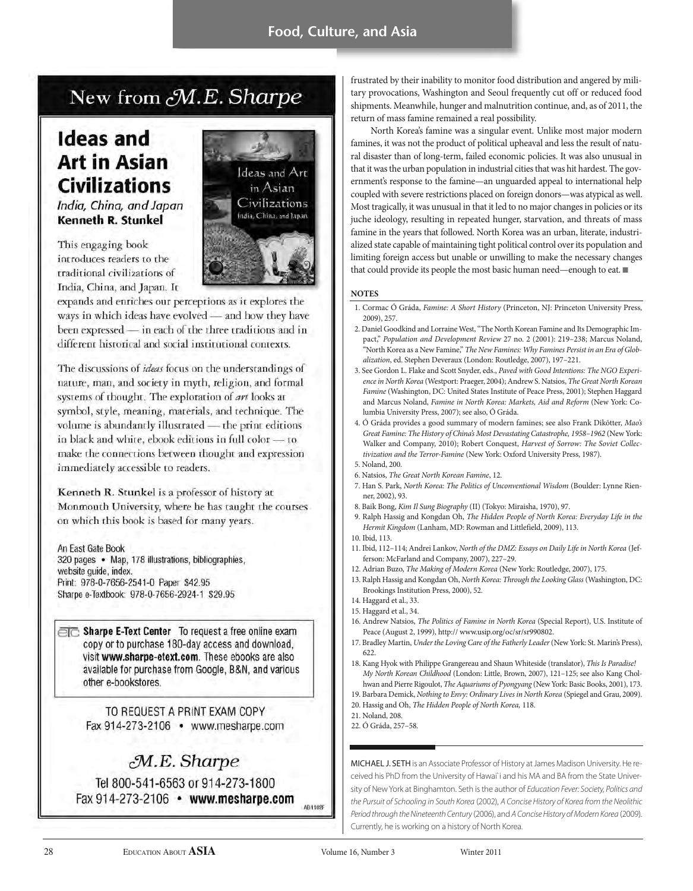## New from M.E. Sharpe

# Ideas and Art in Asian Civilizations

*India, China, and Japan*
**Kenneth R. Stunkel**

This engaging book introduces readers to the traditional civilizations of India, China, and Japan. It expands and enriches our perceptions as it explores the ways in which ideas have evolved — and how they have been expressed — in each of the three traditions and in different historical and social institutional contexts.

The discussions of *ideas* focus on the understandings of nature, man, and society in myth, religion, and formal systems of thought. The exploration of *art* looks at symbol, style, meaning, materials, and technique. The volume is abundantly illustrated — the print editions in black and white, ebook editions in full color — to make the connections between thought and expression immediately accessible to readers.

Kenneth R. Stunkel is a professor of history at Monmouth University, where he has taught the courses on which this book is based for many years.

An East Gate Book
320 pages • Map, 178 illustrations, bibliographies, website guide, index.
Print: 978-0-7656-2541-0 Paper $42.95
Sharpe e-Textbook: 978-0-7656-2924-1 $29.95

**Sharpe E-Text Center** To request a free online exam copy or to purchase 180-day access and download, visit **www.sharpe-etext.com**. These ebooks are also available for purchase from Google, B&N, and various other e-bookstores.

TO REQUEST A PRINT EXAM COPY
Fax 914-273-2106 • www.mesharpe.com

M.E. Sharpe
Tel 800-541-6563 or 914-273-1800
Fax 914-273-2106 • **www.mesharpe.com**

AD1108F

frustrated by their inability to monitor food distribution and angered by military provocations, Washington and Seoul frequently cut off or reduced food shipments. Meanwhile, hunger and malnutrition continue, and, as of 2011, the return of mass famine remained a real possibility.

North Korea's famine was a singular event. Unlike most major modern famines, it was not the product of political upheaval and less the result of natural disaster than of long-term, failed economic policies. It was also unusual in that it was the urban population in industrial cities that was hit hardest. The government's response to the famine—an unguarded appeal to international help coupled with severe restrictions placed on foreign donors—was atypical as well. Most tragically, it was unusual in that it led to no major changes in policies or its juche ideology, resulting in repeated hunger, starvation, and threats of mass famine in the years that followed. North Korea was an urban, literate, industrialized state capable of maintaining tight political control over its population and limiting foreign access but unable or unwilling to make the necessary changes that could provide its people the most basic human need—enough to eat. ■

### NOTES

1. Cormac Ó Gráda, *Famine: A Short History* (Princeton, NJ: Princeton University Press, 2009), 257.
2. Daniel Goodkind and Lorraine West, "The North Korean Famine and Its Demographic Impact," *Population and Development Review* 27 no. 2 (2001): 219–238; Marcus Noland, "North Korea as a New Famine," *The New Famines: Why Famines Persist in an Era of Globalization*, ed. Stephen Deveraux (London: Routledge, 2007), 197–221.
3. See Gordon L. Flake and Scott Snyder, eds., *Paved with Good Intentions: The NGO Experience in North Korea* (Westport: Praeger, 2004); Andrew S. Natsios, *The Great North Korean Famine* (Washington, DC: United States Institute of Peace Press, 2001); Stephen Haggard and Marcus Noland, *Famine in North Korea: Markets, Aid and Reform* (New York: Columbia University Press, 2007); see also, Ó Gráda.
4. Ó Gráda provides a good summary of modern famines; see also Frank Dikötter, *Mao's Great Famine: The History of China's Most Devastating Catastrophe, 1958–1962* (New York: Walker and Company, 2010); Robert Conquest, *Harvest of Sorrow: The Soviet Collectivization and the Terror-Famine* (New York: Oxford University Press, 1987).
5. Noland, 200.
6. Natsios, *The Great North Korean Famine*, 12.
7. Han S. Park, *North Korea: The Politics of Unconventional Wisdom* (Boulder: Lynne Rienner, 2002), 93.
8. Baik Bong, *Kim Il Sung Biography* (II) (Tokyo: Miraisha, 1970), 97.
9. Ralph Hassig and Kongdan Oh, *The Hidden People of North Korea: Everyday Life in the Hermit Kingdom* (Lanham, MD: Rowman and Littlefield, 2009), 113.
10. Ibid, 113.
11. Ibid, 112–114; Andrei Lankov, *North of the DMZ: Essays on Daily Life in North Korea* (Jefferson: McFarland and Company, 2007), 227–29.
12. Adrian Buzo, *The Making of Modern Korea* (New York: Routledge, 2007), 175.
13. Ralph Hassig and Kongdan Oh, *North Korea: Through the Looking Glass* (Washington, DC: Brookings Institution Press, 2000), 52.
14. Haggard et al., 33.
15. Haggard et al., 34.
16. Andrew Natsios, *The Politics of Famine in North Korea* (Special Report), U.S. Institute of Peace (August 2, 1999), http:// www.usip.org/oc/sr/sr990802.
17. Bradley Martin, *Under the Loving Care of the Fatherly Leader* (New York: St. Marin's Press), 622.
18. Kang Hyok with Philippe Grangereau and Shaun Whiteside (translator), *This Is Paradise! My North Korean Childhood* (London: Little, Brown, 2007), 121–125; see also Kang Chol-hwan and Pierre Rigoulot, *The Aquariums of Pyongyang* (New York: Basic Books, 2001), 173.
19. Barbara Demick, *Nothing to Envy: Ordinary Lives in North Korea* (Spiegel and Grau, 2009).
20. Hassig and Oh, *The Hidden People of North Korea,* 118.
21. Noland, 208.
22. Ó Gráda, 257–58.

MICHAEL J. SETH is an Associate Professor of History at James Madison University. He received his PhD from the University of Hawai`i and his MA and BA from the State University of New York at Binghamton. Seth is the author of *Education Fever: Society, Politics and the Pursuit of Schooling in South Korea* (2002), *A Concise History of Korea from the Neolithic Period through the Nineteenth Century* (2006), and *A Concise History of Modern Korea* (2009). Currently, he is working on a history of North Korea.